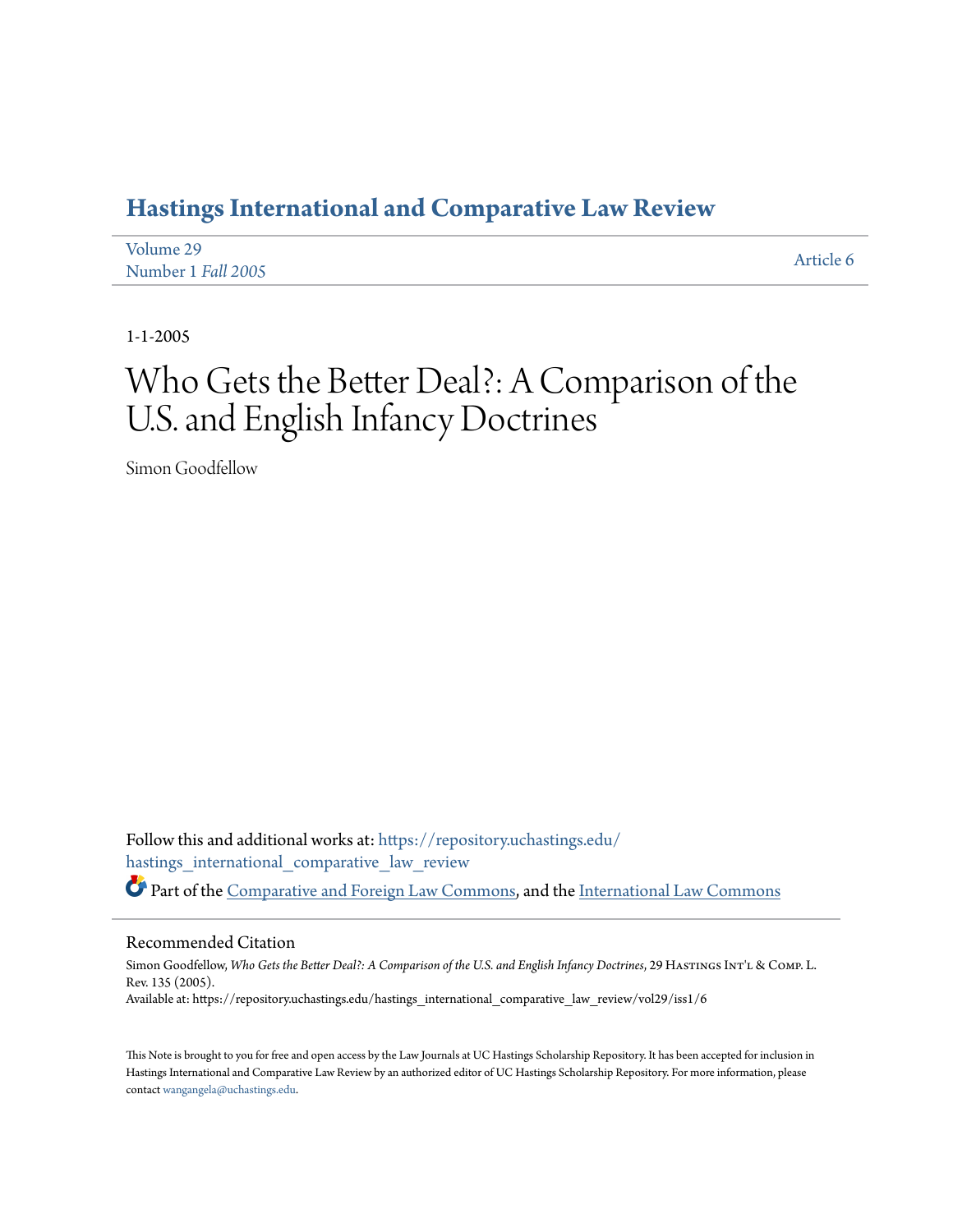# Hastings International and Comparative Law Review

Volume 29
Number 1 *Fall 2005*

Article 6

1-1-2005

# Who Gets the Better Deal?: A Comparison of the U.S. and English Infancy Doctrines

Simon Goodfellow

Follow this and additional works at: https://repository.uchastings.edu/hastings_international_comparative_law_review

Part of the Comparative and Foreign Law Commons, and the International Law Commons

## Recommended Citation

Simon Goodfellow, *Who Gets the Better Deal?: A Comparison of the U.S. and English Infancy Doctrines*, 29 Hastings Int'l & Comp. L. Rev. 135 (2005).
Available at: https://repository.uchastings.edu/hastings_international_comparative_law_review/vol29/iss1/6

This Note is brought to you for free and open access by the Law Journals at UC Hastings Scholarship Repository. It has been accepted for inclusion in Hastings International and Comparative Law Review by an authorized editor of UC Hastings Scholarship Repository. For more information, please contact wangangela@uchastings.edu.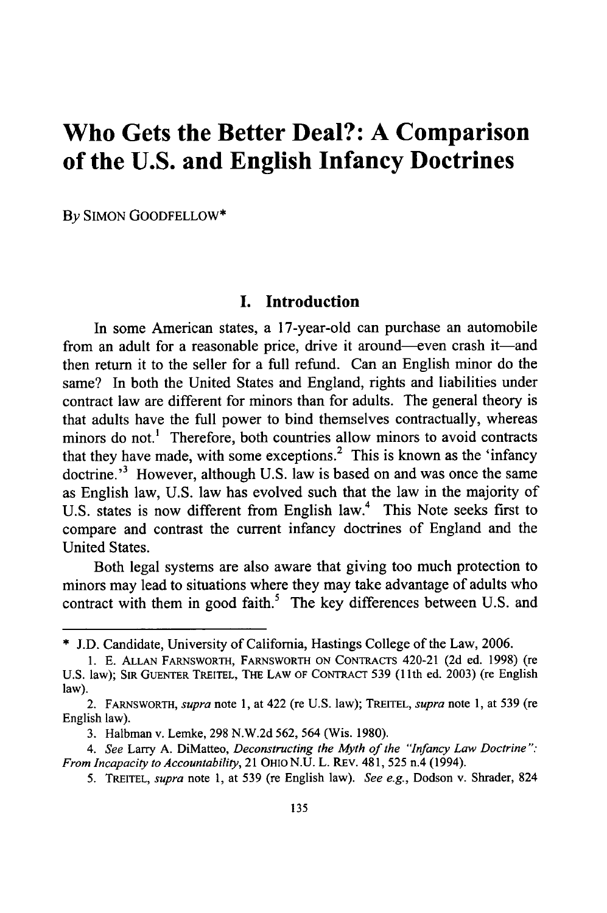# Who Gets the Better Deal?: A Comparison of the U.S. and English Infancy Doctrines

By SIMON GOODFELLOW*

## I. Introduction

In some American states, a 17-year-old can purchase an automobile from an adult for a reasonable price, drive it around—even crash it—and then return it to the seller for a full refund. Can an English minor do the same? In both the United States and England, rights and liabilities under contract law are different for minors than for adults. The general theory is that adults have the full power to bind themselves contractually, whereas minors do not.[1] Therefore, both countries allow minors to avoid contracts that they have made, with some exceptions.[2] This is known as the 'infancy doctrine.'[3] However, although U.S. law is based on and was once the same as English law, U.S. law has evolved such that the law in the majority of U.S. states is now different from English law.[4] This Note seeks first to compare and contrast the current infancy doctrines of England and the United States.

Both legal systems are also aware that giving too much protection to minors may lead to situations where they may take advantage of adults who contract with them in good faith.[5] The key differences between U.S. and

---

\* J.D. Candidate, University of California, Hastings College of the Law, 2006.

1. E. ALLAN FARNSWORTH, FARNSWORTH ON CONTRACTS 420-21 (2d ed. 1998) (re U.S. law); SIR GUENTER TREITEL, THE LAW OF CONTRACT 539 (11th ed. 2003) (re English law).

2. FARNSWORTH, *supra* note 1, at 422 (re U.S. law); TREITEL, *supra* note 1, at 539 (re English law).

3. Halbman v. Lemke, 298 N.W.2d 562, 564 (Wis. 1980).

4. *See* Larry A. DiMatteo, *Deconstructing the Myth of the "Infancy Law Doctrine": From Incapacity to Accountability*, 21 OHIO N.U. L. REV. 481, 525 n.4 (1994).

5. TREITEL, *supra* note 1, at 539 (re English law). *See e.g.*, Dodson v. Shrader, 824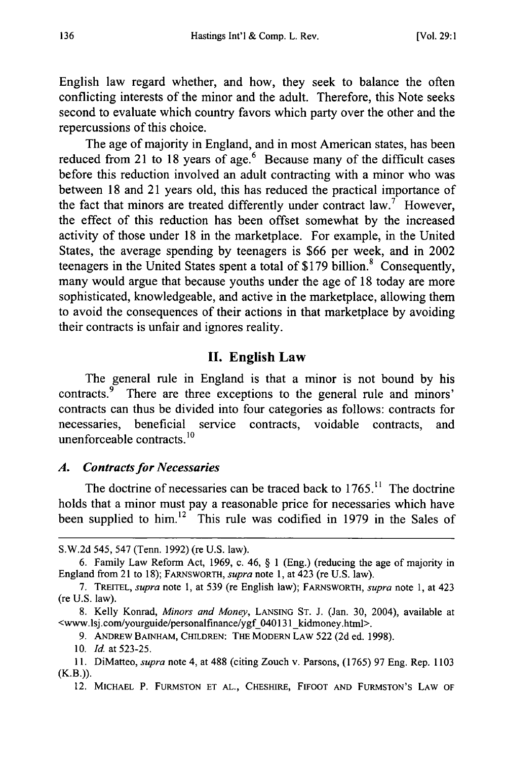English law regard whether, and how, they seek to balance the often conflicting interests of the minor and the adult. Therefore, this Note seeks second to evaluate which country favors which party over the other and the repercussions of this choice.

The age of majority in England, and in most American states, has been reduced from 21 to 18 years of age.[6] Because many of the difficult cases before this reduction involved an adult contracting with a minor who was between 18 and 21 years old, this has reduced the practical importance of the fact that minors are treated differently under contract law.[7] However, the effect of this reduction has been offset somewhat by the increased activity of those under 18 in the marketplace. For example, in the United States, the average spending by teenagers is $66 per week, and in 2002 teenagers in the United States spent a total of $179 billion.[8] Consequently, many would argue that because youths under the age of 18 today are more sophisticated, knowledgeable, and active in the marketplace, allowing them to avoid the consequences of their actions in that marketplace by avoiding their contracts is unfair and ignores reality.

## II. English Law

The general rule in England is that a minor is not bound by his contracts.[9] There are three exceptions to the general rule and minors' contracts can thus be divided into four categories as follows: contracts for necessaries, beneficial service contracts, voidable contracts, and unenforceable contracts.[10]

### *A. Contracts for Necessaries*

The doctrine of necessaries can be traced back to 1765.[11] The doctrine holds that a minor must pay a reasonable price for necessaries which have been supplied to him.[12] This rule was codified in 1979 in the Sales of

---

S.W.2d 545, 547 (Tenn. 1992) (re U.S. law).

6. Family Law Reform Act, 1969, c. 46, § 1 (Eng.) (reducing the age of majority in England from 21 to 18); FARNSWORTH, *supra* note 1, at 423 (re U.S. law).

7. TREITEL, *supra* note 1, at 539 (re English law); FARNSWORTH, *supra* note 1, at 423 (re U.S. law).

8. Kelly Konrad, *Minors and Money*, LANSING ST. J. (Jan. 30, 2004), available at <www.lsj.com/yourguide/personalfinance/ygf_040131_kidmoney.html>.

9. ANDREW BAINHAM, CHILDREN: THE MODERN LAW 522 (2d ed. 1998).

10. *Id.* at 523-25.

11. DiMatteo, *supra* note 4, at 488 (citing Zouch v. Parsons, (1765) 97 Eng. Rep. 1103 (K.B.)).

12. MICHAEL P. FURMSTON ET AL., CHESHIRE, FIFOOT AND FURMSTON'S LAW OF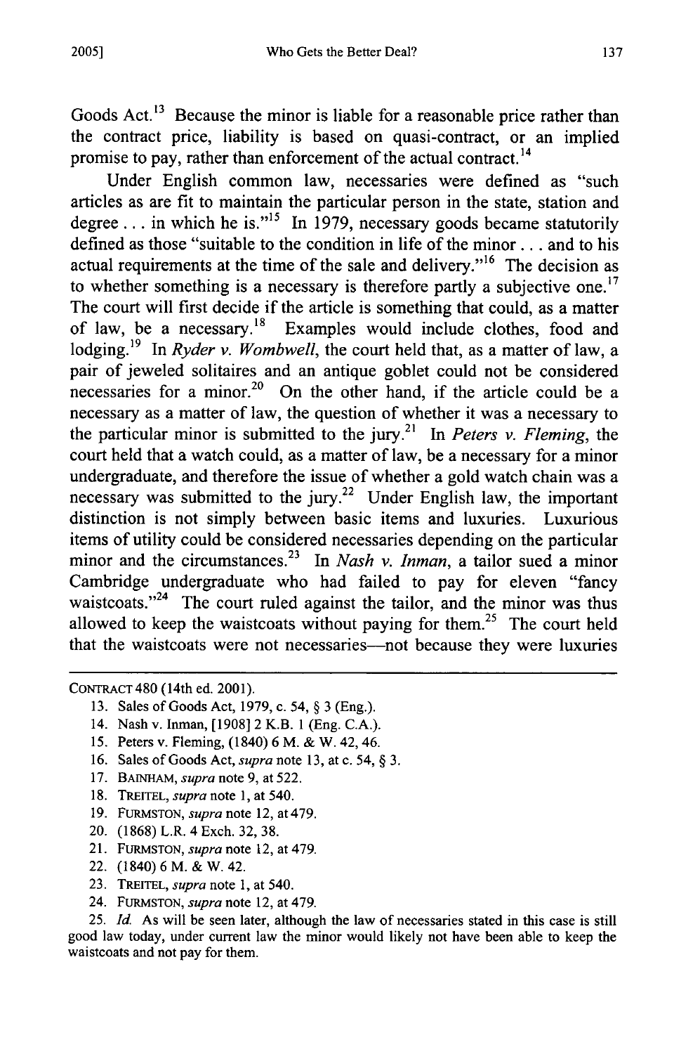Goods Act.[13] Because the minor is liable for a reasonable price rather than the contract price, liability is based on quasi-contract, or an implied promise to pay, rather than enforcement of the actual contract.[14]

Under English common law, necessaries were defined as "such articles as are fit to maintain the particular person in the state, station and degree . . . in which he is."[15] In 1979, necessary goods became statutorily defined as those "suitable to the condition in life of the minor . . . and to his actual requirements at the time of the sale and delivery."[16] The decision as to whether something is a necessary is therefore partly a subjective one.[17] The court will first decide if the article is something that could, as a matter of law, be a necessary.[18] Examples would include clothes, food and lodging.[19] In *Ryder v. Wombwell*, the court held that, as a matter of law, a pair of jeweled solitaires and an antique goblet could not be considered necessaries for a minor.[20] On the other hand, if the article could be a necessary as a matter of law, the question of whether it was a necessary to the particular minor is submitted to the jury.[21] In *Peters v. Fleming*, the court held that a watch could, as a matter of law, be a necessary for a minor undergraduate, and therefore the issue of whether a gold watch chain was a necessary was submitted to the jury.[22] Under English law, the important distinction is not simply between basic items and luxuries. Luxurious items of utility could be considered necessaries depending on the particular minor and the circumstances.[23] In *Nash v. Inman*, a tailor sued a minor Cambridge undergraduate who had failed to pay for eleven "fancy waistcoats."[24] The court ruled against the tailor, and the minor was thus allowed to keep the waistcoats without paying for them.[25] The court held that the waistcoats were not necessaries—not because they were luxuries

---

CONTRACT 480 (14th ed. 2001).

13. Sales of Goods Act, 1979, c. 54, § 3 (Eng.).
14. Nash v. Inman, [1908] 2 K.B. 1 (Eng. C.A.).
15. Peters v. Fleming, (1840) 6 M. & W. 42, 46.
16. Sales of Goods Act, *supra* note 13, at c. 54, § 3.
17. BAINHAM, *supra* note 9, at 522.
18. TREITEL, *supra* note 1, at 540.
19. FURMSTON, *supra* note 12, at 479.
20. (1868) L.R. 4 Exch. 32, 38.
21. FURMSTON, *supra* note 12, at 479.
22. (1840) 6 M. & W. 42.
23. TREITEL, *supra* note 1, at 540.
24. FURMSTON, *supra* note 12, at 479.
25. *Id.* As will be seen later, although the law of necessaries stated in this case is still good law today, under current law the minor would likely not have been able to keep the waistcoats and not pay for them.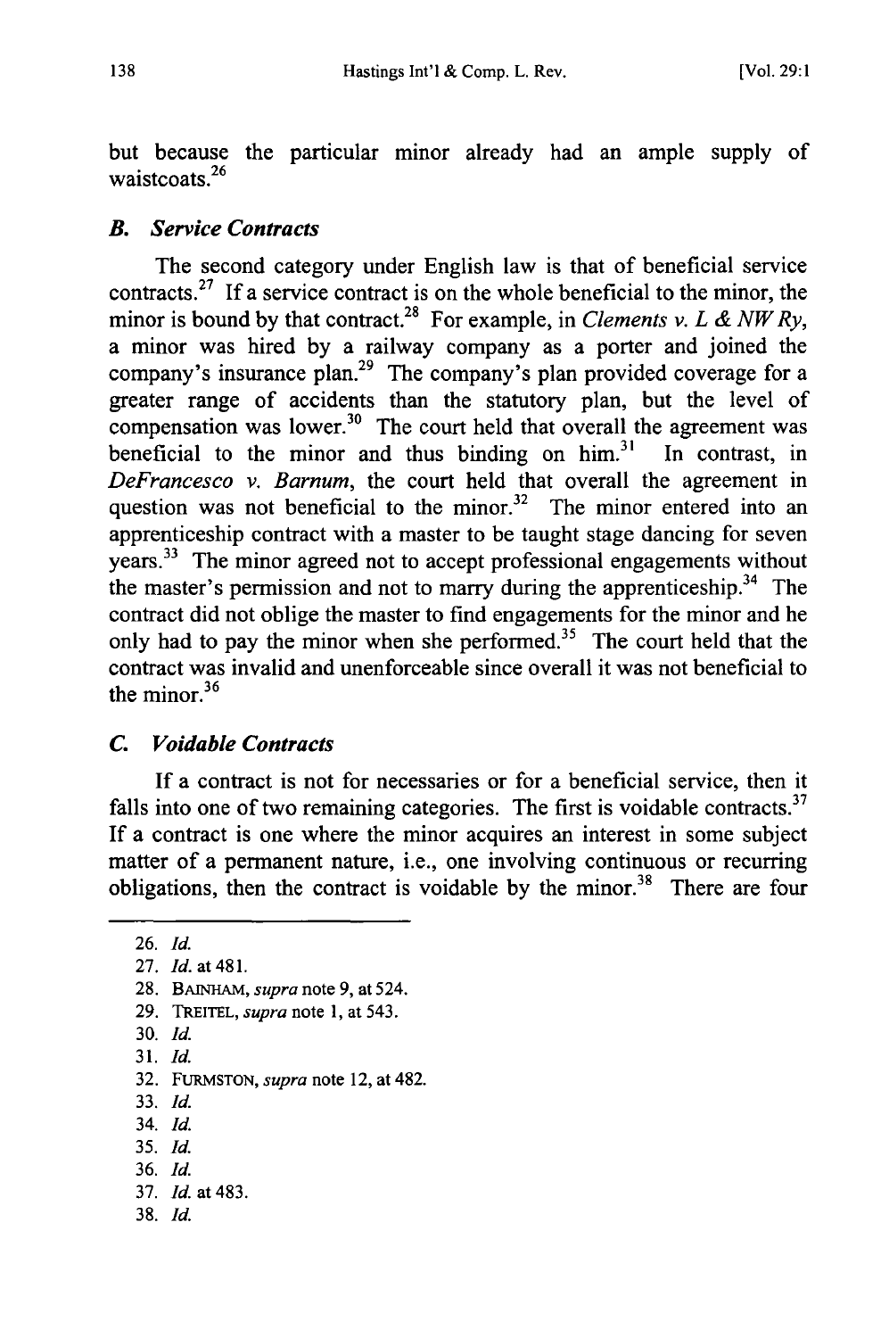but because the particular minor already had an ample supply of waistcoats.[26]

### *B. Service Contracts*

The second category under English law is that of beneficial service contracts.[27] If a service contract is on the whole beneficial to the minor, the minor is bound by that contract.[28] For example, in *Clements v. L & NW Ry*, a minor was hired by a railway company as a porter and joined the company's insurance plan.[29] The company's plan provided coverage for a greater range of accidents than the statutory plan, but the level of compensation was lower.[30] The court held that overall the agreement was beneficial to the minor and thus binding on him.[31] In contrast, in *DeFrancesco v. Barnum*, the court held that overall the agreement in question was not beneficial to the minor.[32] The minor entered into an apprenticeship contract with a master to be taught stage dancing for seven years.[33] The minor agreed not to accept professional engagements without the master's permission and not to marry during the apprenticeship.[34] The contract did not oblige the master to find engagements for the minor and he only had to pay the minor when she performed.[35] The court held that the contract was invalid and unenforceable since overall it was not beneficial to the minor.[36]

### *C. Voidable Contracts*

If a contract is not for necessaries or for a beneficial service, then it falls into one of two remaining categories. The first is voidable contracts.[37] If a contract is one where the minor acquires an interest in some subject matter of a permanent nature, i.e., one involving continuous or recurring obligations, then the contract is voidable by the minor.[38] There are four

---

26. *Id.*
27. *Id.* at 481.
28. BAINHAM, *supra* note 9, at 524.
29. TREITEL, *supra* note 1, at 543.
30. *Id.*
31. *Id.*
32. FURMSTON, *supra* note 12, at 482.
33. *Id.*
34. *Id.*
35. *Id.*
36. *Id.*
37. *Id.* at 483.
38. *Id.*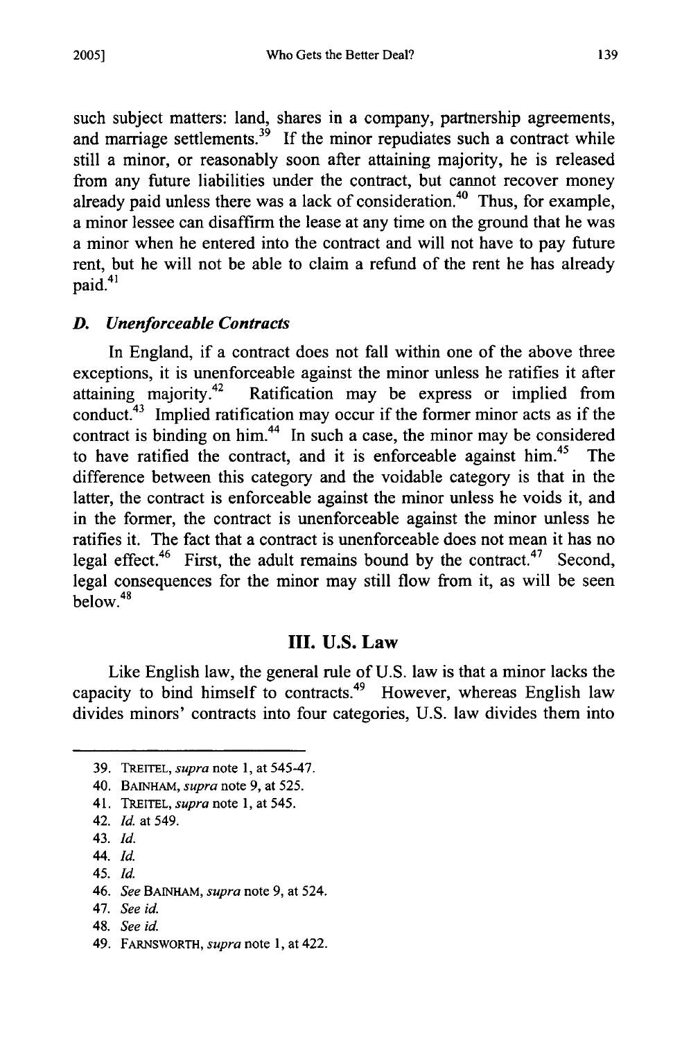such subject matters: land, shares in a company, partnership agreements, and marriage settlements.[39] If the minor repudiates such a contract while still a minor, or reasonably soon after attaining majority, he is released from any future liabilities under the contract, but cannot recover money already paid unless there was a lack of consideration.[40] Thus, for example, a minor lessee can disaffirm the lease at any time on the ground that he was a minor when he entered into the contract and will not have to pay future rent, but he will not be able to claim a refund of the rent he has already paid.[41]

### *D. Unenforceable Contracts*

In England, if a contract does not fall within one of the above three exceptions, it is unenforceable against the minor unless he ratifies it after attaining majority.[42] Ratification may be express or implied from conduct.[43] Implied ratification may occur if the former minor acts as if the contract is binding on him.[44] In such a case, the minor may be considered to have ratified the contract, and it is enforceable against him.[45] The difference between this category and the voidable category is that in the latter, the contract is enforceable against the minor unless he voids it, and in the former, the contract is unenforceable against the minor unless he ratifies it. The fact that a contract is unenforceable does not mean it has no legal effect.[46] First, the adult remains bound by the contract.[47] Second, legal consequences for the minor may still flow from it, as will be seen below.[48]

## III. U.S. Law

Like English law, the general rule of U.S. law is that a minor lacks the capacity to bind himself to contracts.[49] However, whereas English law divides minors' contracts into four categories, U.S. law divides them into

---

39. TREITEL, *supra* note 1, at 545-47.
40. BAINHAM, *supra* note 9, at 525.
41. TREITEL, *supra* note 1, at 545.
42. *Id.* at 549.
43. *Id.*
44. *Id.*
45. *Id.*
46. *See* BAINHAM, *supra* note 9, at 524.
47. *See id.*
48. *See id.*
49. FARNSWORTH, *supra* note 1, at 422.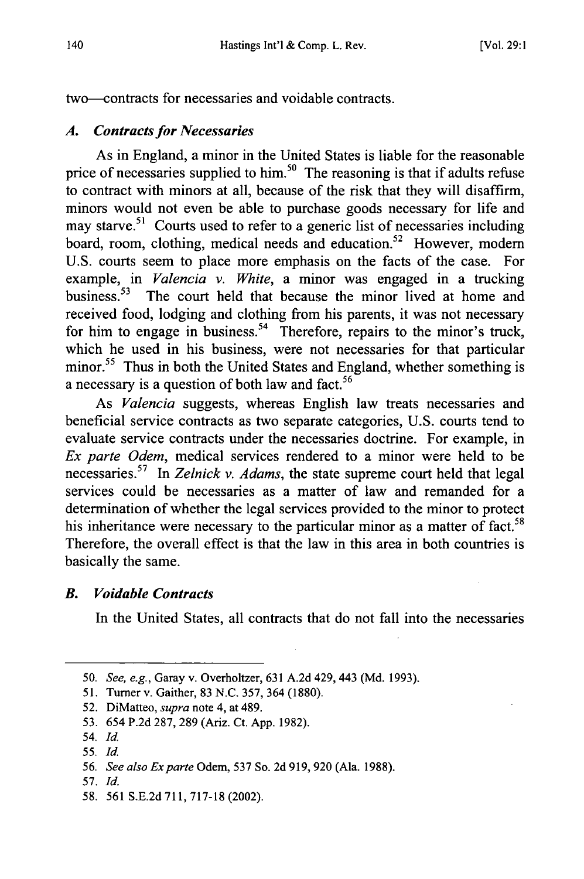two—contracts for necessaries and voidable contracts.

### *A. Contracts for Necessaries*

As in England, a minor in the United States is liable for the reasonable price of necessaries supplied to him.[50] The reasoning is that if adults refuse to contract with minors at all, because of the risk that they will disaffirm, minors would not even be able to purchase goods necessary for life and may starve.[51] Courts used to refer to a generic list of necessaries including board, room, clothing, medical needs and education.[52] However, modern U.S. courts seem to place more emphasis on the facts of the case. For example, in *Valencia v. White*, a minor was engaged in a trucking business.[53] The court held that because the minor lived at home and received food, lodging and clothing from his parents, it was not necessary for him to engage in business.[54] Therefore, repairs to the minor's truck, which he used in his business, were not necessaries for that particular minor.[55] Thus in both the United States and England, whether something is a necessary is a question of both law and fact.[56]

As *Valencia* suggests, whereas English law treats necessaries and beneficial service contracts as two separate categories, U.S. courts tend to evaluate service contracts under the necessaries doctrine. For example, in *Ex parte Odem*, medical services rendered to a minor were held to be necessaries.[57] In *Zelnick v. Adams*, the state supreme court held that legal services could be necessaries as a matter of law and remanded for a determination of whether the legal services provided to the minor to protect his inheritance were necessary to the particular minor as a matter of fact.[58] Therefore, the overall effect is that the law in this area in both countries is basically the same.

### *B. Voidable Contracts*

In the United States, all contracts that do not fall into the necessaries

---

50. *See, e.g.*, Garay v. Overholtzer, 631 A.2d 429, 443 (Md. 1993).

51. Turner v. Gaither, 83 N.C. 357, 364 (1880).

52. DiMatteo, *supra* note 4, at 489.

53. 654 P.2d 287, 289 (Ariz. Ct. App. 1982).

54. *Id.*

55. *Id.*

56. *See also Ex parte* Odem, 537 So. 2d 919, 920 (Ala. 1988).

57. *Id.*

58. 561 S.E.2d 711, 717-18 (2002).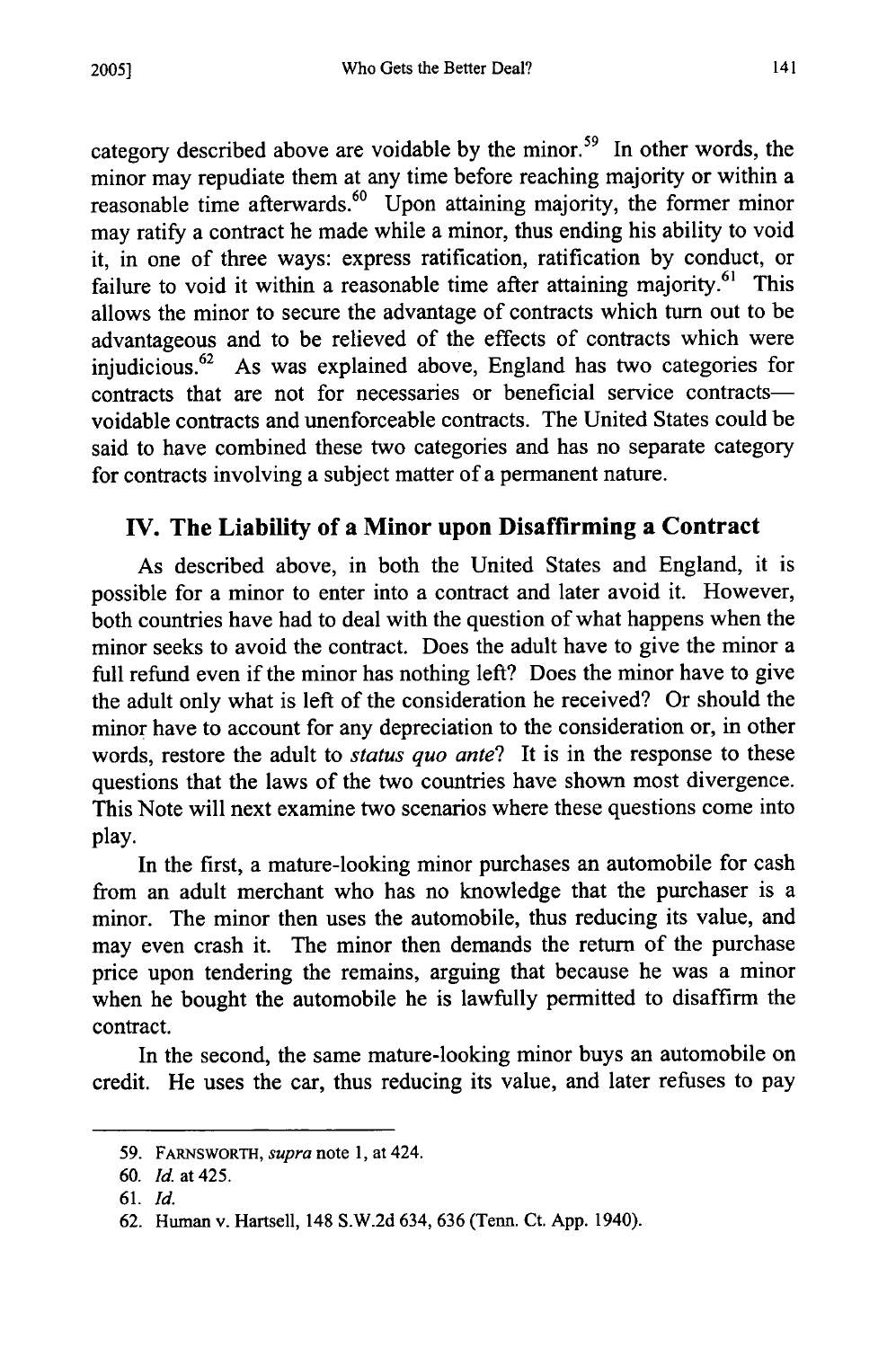category described above are voidable by the minor.[59] In other words, the minor may repudiate them at any time before reaching majority or within a reasonable time afterwards.[60] Upon attaining majority, the former minor may ratify a contract he made while a minor, thus ending his ability to void it, in one of three ways: express ratification, ratification by conduct, or failure to void it within a reasonable time after attaining majority.[61] This allows the minor to secure the advantage of contracts which turn out to be advantageous and to be relieved of the effects of contracts which were injudicious.[62] As was explained above, England has two categories for contracts that are not for necessaries or beneficial service contracts—voidable contracts and unenforceable contracts. The United States could be said to have combined these two categories and has no separate category for contracts involving a subject matter of a permanent nature.

## IV. The Liability of a Minor upon Disaffirming a Contract

As described above, in both the United States and England, it is possible for a minor to enter into a contract and later avoid it. However, both countries have had to deal with the question of what happens when the minor seeks to avoid the contract. Does the adult have to give the minor a full refund even if the minor has nothing left? Does the minor have to give the adult only what is left of the consideration he received? Or should the minor have to account for any depreciation to the consideration or, in other words, restore the adult to *status quo ante*? It is in the response to these questions that the laws of the two countries have shown most divergence. This Note will next examine two scenarios where these questions come into play.

In the first, a mature-looking minor purchases an automobile for cash from an adult merchant who has no knowledge that the purchaser is a minor. The minor then uses the automobile, thus reducing its value, and may even crash it. The minor then demands the return of the purchase price upon tendering the remains, arguing that because he was a minor when he bought the automobile he is lawfully permitted to disaffirm the contract.

In the second, the same mature-looking minor buys an automobile on credit. He uses the car, thus reducing its value, and later refuses to pay

59. FARNSWORTH, *supra* note 1, at 424.

60. *Id.* at 425.

61. *Id.*

62. Human v. Hartsell, 148 S.W.2d 634, 636 (Tenn. Ct. App. 1940).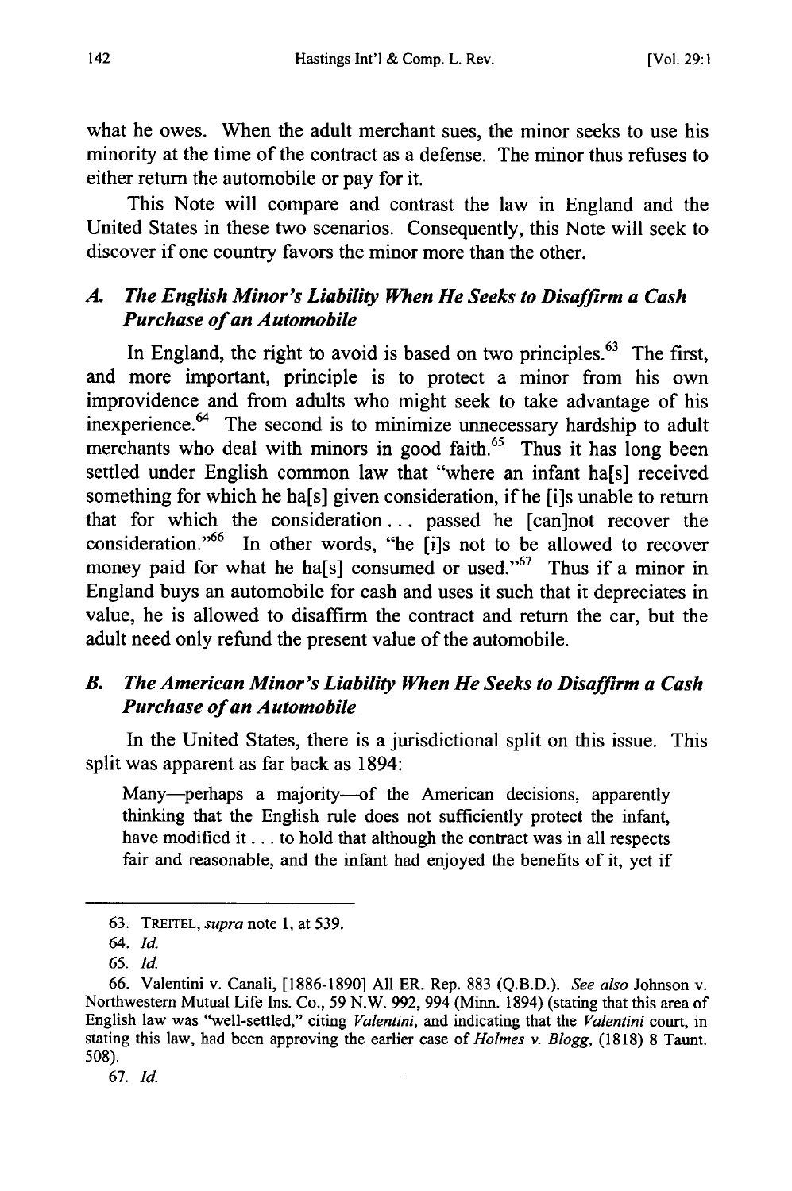what he owes. When the adult merchant sues, the minor seeks to use his minority at the time of the contract as a defense. The minor thus refuses to either return the automobile or pay for it.

This Note will compare and contrast the law in England and the United States in these two scenarios. Consequently, this Note will seek to discover if one country favors the minor more than the other.

### *A. The English Minor's Liability When He Seeks to Disaffirm a Cash Purchase of an Automobile*

In England, the right to avoid is based on two principles.[63] The first, and more important, principle is to protect a minor from his own improvidence and from adults who might seek to take advantage of his inexperience.[64] The second is to minimize unnecessary hardship to adult merchants who deal with minors in good faith.[65] Thus it has long been settled under English common law that "where an infant ha[s] received something for which he ha[s] given consideration, if he [i]s unable to return that for which the consideration . . . passed he [can]not recover the consideration."[66] In other words, "he [i]s not to be allowed to recover money paid for what he ha[s] consumed or used."[67] Thus if a minor in England buys an automobile for cash and uses it such that it depreciates in value, he is allowed to disaffirm the contract and return the car, but the adult need only refund the present value of the automobile.

### *B. The American Minor's Liability When He Seeks to Disaffirm a Cash Purchase of an Automobile*

In the United States, there is a jurisdictional split on this issue. This split was apparent as far back as 1894:

> Many—perhaps a majority—of the American decisions, apparently thinking that the English rule does not sufficiently protect the infant, have modified it . . . to hold that although the contract was in all respects fair and reasonable, and the infant had enjoyed the benefits of it, yet if

---

63. TREITEL, *supra* note 1, at 539.

64. *Id.*

65. *Id.*

66. Valentini v. Canali, [1886-1890] All ER. Rep. 883 (Q.B.D.). *See also* Johnson v. Northwestern Mutual Life Ins. Co., 59 N.W. 992, 994 (Minn. 1894) (stating that this area of English law was "well-settled," citing *Valentini*, and indicating that the *Valentini* court, in stating this law, had been approving the earlier case of *Holmes v. Blogg*, (1818) 8 Taunt. 508).

67. *Id.*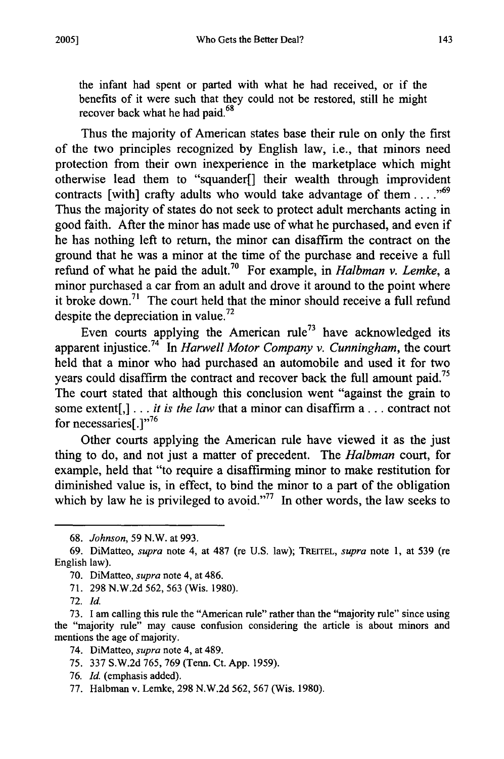the infant had spent or parted with what he had received, or if the benefits of it were such that they could not be restored, still he might recover back what he had paid.[68]

Thus the majority of American states base their rule on only the first of the two principles recognized by English law, i.e., that minors need protection from their own inexperience in the marketplace which might otherwise lead them to "squander[] their wealth through improvident contracts [with] crafty adults who would take advantage of them . . . ."[69] Thus the majority of states do not seek to protect adult merchants acting in good faith. After the minor has made use of what he purchased, and even if he has nothing left to return, the minor can disaffirm the contract on the ground that he was a minor at the time of the purchase and receive a full refund of what he paid the adult.[70] For example, in *Halbman v. Lemke*, a minor purchased a car from an adult and drove it around to the point where it broke down.[71] The court held that the minor should receive a full refund despite the depreciation in value.[72]

Even courts applying the American rule[73] have acknowledged its apparent injustice.[74] In *Harwell Motor Company v. Cunningham*, the court held that a minor who had purchased an automobile and used it for two years could disaffirm the contract and recover back the full amount paid.[75] The court stated that although this conclusion went "against the grain to some extent[,] . . . *it is the law* that a minor can disaffirm a . . . contract not for necessaries[.]"[76]

Other courts applying the American rule have viewed it as the just thing to do, and not just a matter of precedent. The *Halbman* court, for example, held that "to require a disaffirming minor to make restitution for diminished value is, in effect, to bind the minor to a part of the obligation which by law he is privileged to avoid."[77] In other words, the law seeks to

---

68. *Johnson*, 59 N.W. at 993.

69. DiMatteo, *supra* note 4, at 487 (re U.S. law); TREITEL, *supra* note 1, at 539 (re English law).

70. DiMatteo, *supra* note 4, at 486.

71. 298 N.W.2d 562, 563 (Wis. 1980).

72. *Id.*

73. I am calling this rule the "American rule" rather than the "majority rule" since using the "majority rule" may cause confusion considering the article is about minors and mentions the age of majority.

74. DiMatteo, *supra* note 4, at 489.

75. 337 S.W.2d 765, 769 (Tenn. Ct. App. 1959).

76. *Id.* (emphasis added).

77. Halbman v. Lemke, 298 N.W.2d 562, 567 (Wis. 1980).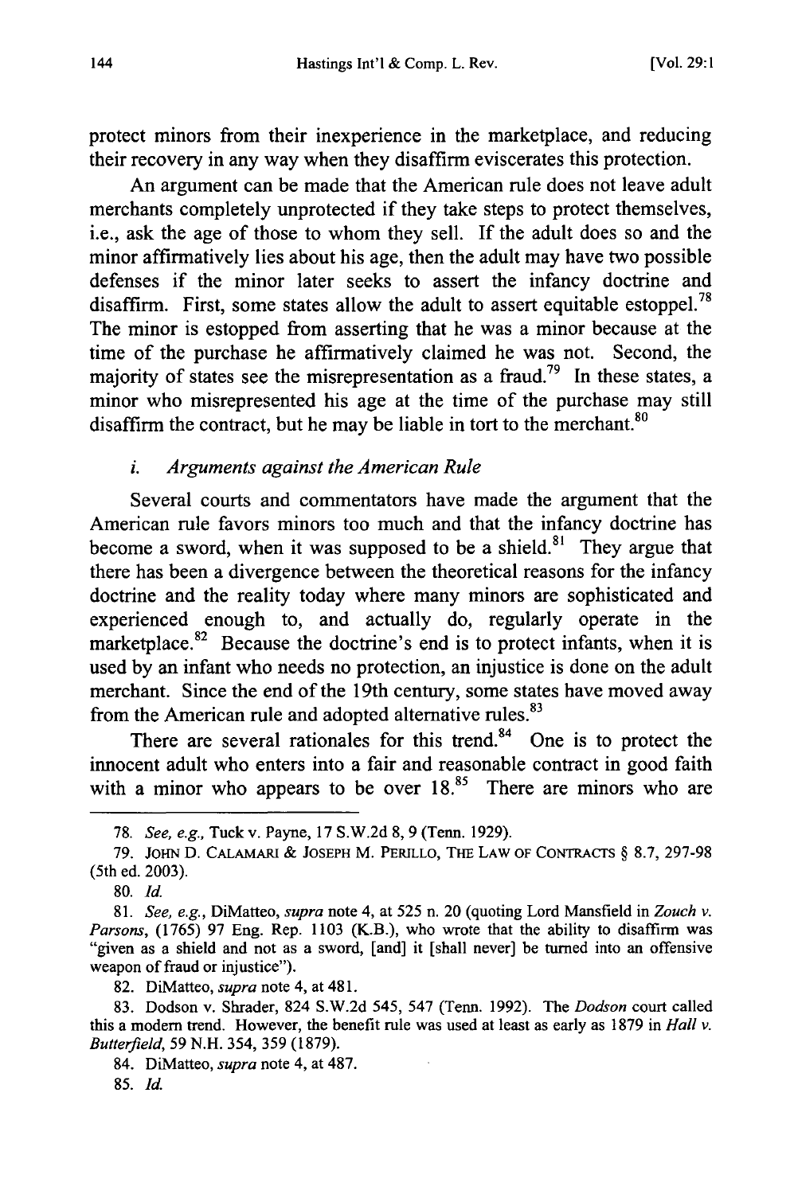protect minors from their inexperience in the marketplace, and reducing their recovery in any way when they disaffirm eviscerates this protection.

An argument can be made that the American rule does not leave adult merchants completely unprotected if they take steps to protect themselves, i.e., ask the age of those to whom they sell. If the adult does so and the minor affirmatively lies about his age, then the adult may have two possible defenses if the minor later seeks to assert the infancy doctrine and disaffirm. First, some states allow the adult to assert equitable estoppel.[78] The minor is estopped from asserting that he was a minor because at the time of the purchase he affirmatively claimed he was not. Second, the majority of states see the misrepresentation as a fraud.[79] In these states, a minor who misrepresented his age at the time of the purchase may still disaffirm the contract, but he may be liable in tort to the merchant.[80]

#### *i. Arguments against the American Rule*

Several courts and commentators have made the argument that the American rule favors minors too much and that the infancy doctrine has become a sword, when it was supposed to be a shield.[81] They argue that there has been a divergence between the theoretical reasons for the infancy doctrine and the reality today where many minors are sophisticated and experienced enough to, and actually do, regularly operate in the marketplace.[82] Because the doctrine's end is to protect infants, when it is used by an infant who needs no protection, an injustice is done on the adult merchant. Since the end of the 19th century, some states have moved away from the American rule and adopted alternative rules.[83]

There are several rationales for this trend.[84] One is to protect the innocent adult who enters into a fair and reasonable contract in good faith with a minor who appears to be over 18.[85] There are minors who are

---

78. *See, e.g.,* Tuck v. Payne, 17 S.W.2d 8, 9 (Tenn. 1929).

79. JOHN D. CALAMARI & JOSEPH M. PERILLO, THE LAW OF CONTRACTS § 8.7, 297-98 (5th ed. 2003).

80. *Id.*

81. *See, e.g.,* DiMatteo, *supra* note 4, at 525 n. 20 (quoting Lord Mansfield in *Zouch v. Parsons*, (1765) 97 Eng. Rep. 1103 (K.B.), who wrote that the ability to disaffirm was "given as a shield and not as a sword, [and] it [shall never] be turned into an offensive weapon of fraud or injustice").

82. DiMatteo, *supra* note 4, at 481.

83. Dodson v. Shrader, 824 S.W.2d 545, 547 (Tenn. 1992). The *Dodson* court called this a modern trend. However, the benefit rule was used at least as early as 1879 in *Hall v. Butterfield*, 59 N.H. 354, 359 (1879).

84. DiMatteo, *supra* note 4, at 487.

85. *Id.*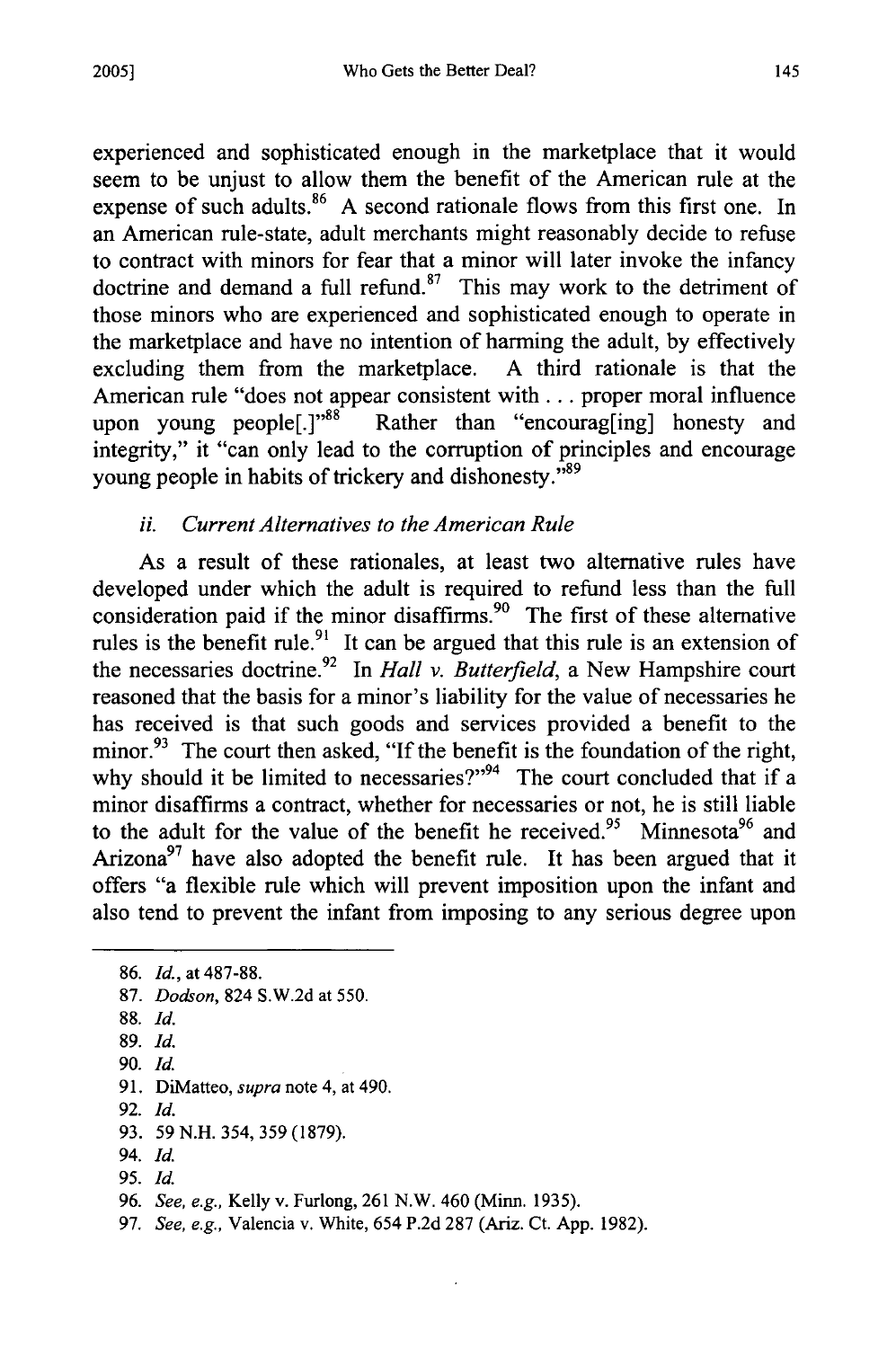experienced and sophisticated enough in the marketplace that it would seem to be unjust to allow them the benefit of the American rule at the expense of such adults.[86] A second rationale flows from this first one. In an American rule-state, adult merchants might reasonably decide to refuse to contract with minors for fear that a minor will later invoke the infancy doctrine and demand a full refund.[87] This may work to the detriment of those minors who are experienced and sophisticated enough to operate in the marketplace and have no intention of harming the adult, by effectively excluding them from the marketplace. A third rationale is that the American rule "does not appear consistent with . . . proper moral influence upon young people[.]"[88] Rather than "encourag[ing] honesty and integrity," it "can only lead to the corruption of principles and encourage young people in habits of trickery and dishonesty."[89]

### *ii. Current Alternatives to the American Rule*

As a result of these rationales, at least two alternative rules have developed under which the adult is required to refund less than the full consideration paid if the minor disaffirms.[90] The first of these alternative rules is the benefit rule.[91] It can be argued that this rule is an extension of the necessaries doctrine.[92] In *Hall v. Butterfield*, a New Hampshire court reasoned that the basis for a minor's liability for the value of necessaries he has received is that such goods and services provided a benefit to the minor.[93] The court then asked, "If the benefit is the foundation of the right, why should it be limited to necessaries?"[94] The court concluded that if a minor disaffirms a contract, whether for necessaries or not, he is still liable to the adult for the value of the benefit he received.[95] Minnesota[96] and Arizona[97] have also adopted the benefit rule. It has been argued that it offers "a flexible rule which will prevent imposition upon the infant and also tend to prevent the infant from imposing to any serious degree upon

---

86. *Id.*, at 487-88.

87. *Dodson*, 824 S.W.2d at 550.

88. *Id.*

89. *Id.*

90. *Id.*

91. DiMatteo, *supra* note 4, at 490.

92. *Id.*

93. 59 N.H. 354, 359 (1879).

94. *Id.*

95. *Id.*

96. *See, e.g.*, Kelly v. Furlong, 261 N.W. 460 (Minn. 1935).

97. *See, e.g.*, Valencia v. White, 654 P.2d 287 (Ariz. Ct. App. 1982).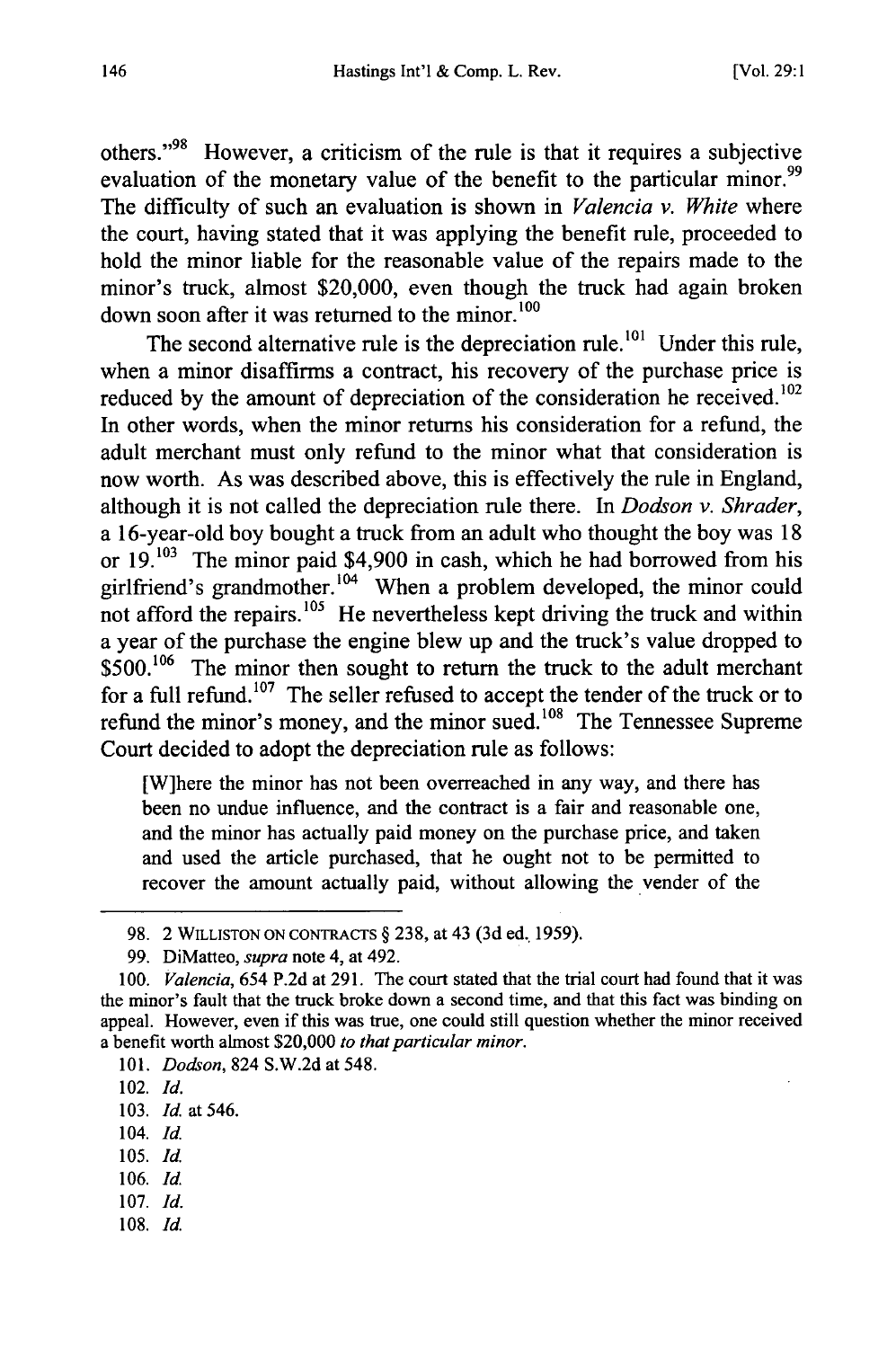others."[98] However, a criticism of the rule is that it requires a subjective evaluation of the monetary value of the benefit to the particular minor.[99] The difficulty of such an evaluation is shown in *Valencia v. White* where the court, having stated that it was applying the benefit rule, proceeded to hold the minor liable for the reasonable value of the repairs made to the minor's truck, almost $20,000, even though the truck had again broken down soon after it was returned to the minor.[100]

The second alternative rule is the depreciation rule.[101] Under this rule, when a minor disaffirms a contract, his recovery of the purchase price is reduced by the amount of depreciation of the consideration he received.[102] In other words, when the minor returns his consideration for a refund, the adult merchant must only refund to the minor what that consideration is now worth. As was described above, this is effectively the rule in England, although it is not called the depreciation rule there. In *Dodson v. Shrader*, a 16-year-old boy bought a truck from an adult who thought the boy was 18 or 19.[103] The minor paid $4,900 in cash, which he had borrowed from his girlfriend's grandmother.[104] When a problem developed, the minor could not afford the repairs.[105] He nevertheless kept driving the truck and within a year of the purchase the engine blew up and the truck's value dropped to $500.[106] The minor then sought to return the truck to the adult merchant for a full refund.[107] The seller refused to accept the tender of the truck or to refund the minor's money, and the minor sued.[108] The Tennessee Supreme Court decided to adopt the depreciation rule as follows:

> [W]here the minor has not been overreached in any way, and there has been no undue influence, and the contract is a fair and reasonable one, and the minor has actually paid money on the purchase price, and taken and used the article purchased, that he ought not to be permitted to recover the amount actually paid, without allowing the vender of the

---

98. 2 WILLISTON ON CONTRACTS § 238, at 43 (3d ed. 1959).

99. DiMatteo, *supra* note 4, at 492.

100. *Valencia*, 654 P.2d at 291. The court stated that the trial court had found that it was the minor's fault that the truck broke down a second time, and that this fact was binding on appeal. However, even if this was true, one could still question whether the minor received a benefit worth almost $20,000 *to that particular minor*.

101. *Dodson*, 824 S.W.2d at 548.

102. *Id.*

103. *Id.* at 546.

104. *Id.*

105. *Id.*

106. *Id.*

107. *Id.*

108. *Id.*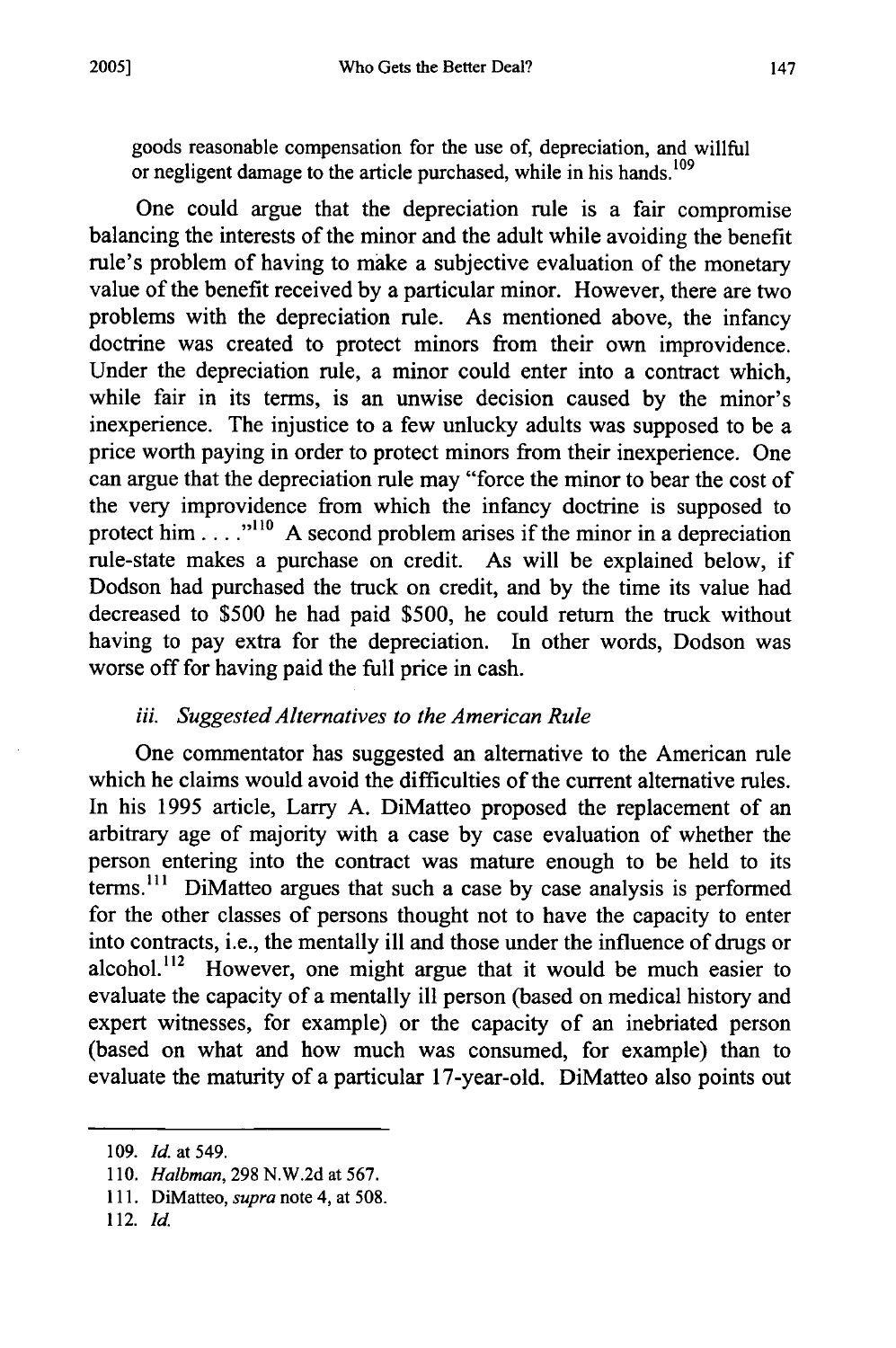goods reasonable compensation for the use of, depreciation, and willful or negligent damage to the article purchased, while in his hands.[109]

One could argue that the depreciation rule is a fair compromise balancing the interests of the minor and the adult while avoiding the benefit rule's problem of having to make a subjective evaluation of the monetary value of the benefit received by a particular minor. However, there are two problems with the depreciation rule. As mentioned above, the infancy doctrine was created to protect minors from their own improvidence. Under the depreciation rule, a minor could enter into a contract which, while fair in its terms, is an unwise decision caused by the minor's inexperience. The injustice to a few unlucky adults was supposed to be a price worth paying in order to protect minors from their inexperience. One can argue that the depreciation rule may "force the minor to bear the cost of the very improvidence from which the infancy doctrine is supposed to protect him . . . ."[110] A second problem arises if the minor in a depreciation rule-state makes a purchase on credit. As will be explained below, if Dodson had purchased the truck on credit, and by the time its value had decreased to $500 he had paid $500, he could return the truck without having to pay extra for the depreciation. In other words, Dodson was worse off for having paid the full price in cash.

### *iii. Suggested Alternatives to the American Rule*

One commentator has suggested an alternative to the American rule which he claims would avoid the difficulties of the current alternative rules. In his 1995 article, Larry A. DiMatteo proposed the replacement of an arbitrary age of majority with a case by case evaluation of whether the person entering into the contract was mature enough to be held to its terms.[111] DiMatteo argues that such a case by case analysis is performed for the other classes of persons thought not to have the capacity to enter into contracts, i.e., the mentally ill and those under the influence of drugs or alcohol.[112] However, one might argue that it would be much easier to evaluate the capacity of a mentally ill person (based on medical history and expert witnesses, for example) or the capacity of an inebriated person (based on what and how much was consumed, for example) than to evaluate the maturity of a particular 17-year-old. DiMatteo also points out

---

109. *Id.* at 549.

110. *Halbman*, 298 N.W.2d at 567.

111. DiMatteo, *supra* note 4, at 508.

112. *Id.*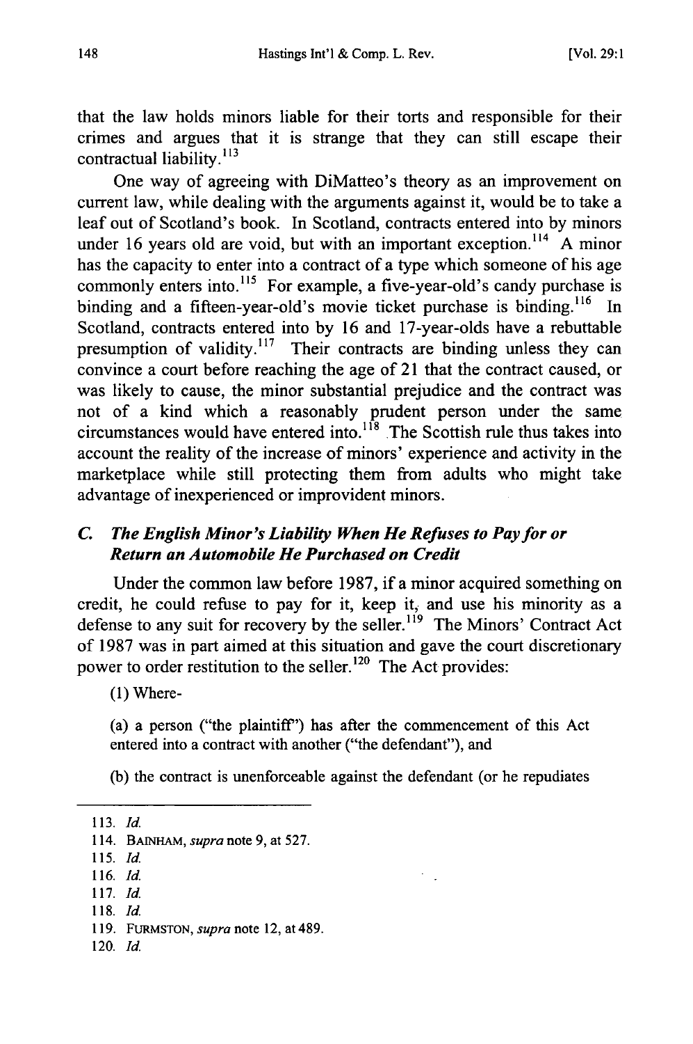that the law holds minors liable for their torts and responsible for their crimes and argues that it is strange that they can still escape their contractual liability.[113]

One way of agreeing with DiMatteo's theory as an improvement on current law, while dealing with the arguments against it, would be to take a leaf out of Scotland's book. In Scotland, contracts entered into by minors under 16 years old are void, but with an important exception.[114] A minor has the capacity to enter into a contract of a type which someone of his age commonly enters into.[115] For example, a five-year-old's candy purchase is binding and a fifteen-year-old's movie ticket purchase is binding.[116] In Scotland, contracts entered into by 16 and 17-year-olds have a rebuttable presumption of validity.[117] Their contracts are binding unless they can convince a court before reaching the age of 21 that the contract caused, or was likely to cause, the minor substantial prejudice and the contract was not of a kind which a reasonably prudent person under the same circumstances would have entered into.[118] The Scottish rule thus takes into account the reality of the increase of minors' experience and activity in the marketplace while still protecting them from adults who might take advantage of inexperienced or improvident minors.

### *C. The English Minor's Liability When He Refuses to Pay for or Return an Automobile He Purchased on Credit*

Under the common law before 1987, if a minor acquired something on credit, he could refuse to pay for it, keep it, and use his minority as a defense to any suit for recovery by the seller.[119] The Minors' Contract Act of 1987 was in part aimed at this situation and gave the court discretionary power to order restitution to the seller.[120] The Act provides:

> (1) Where-
>
> (a) a person ("the plaintiff") has after the commencement of this Act entered into a contract with another ("the defendant"), and
>
> (b) the contract is unenforceable against the defendant (or he repudiates

---

113. *Id.*
114. BAINHAM, *supra* note 9, at 527.
115. *Id.*
116. *Id.*
117. *Id.*
118. *Id.*
119. FURMSTON, *supra* note 12, at 489.
120. *Id.*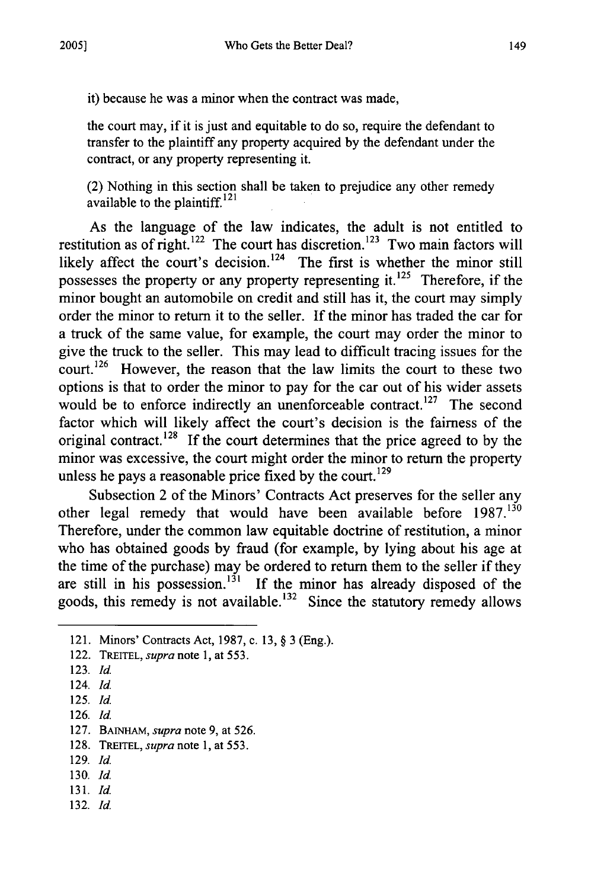it) because he was a minor when the contract was made,

the court may, if it is just and equitable to do so, require the defendant to transfer to the plaintiff any property acquired by the defendant under the contract, or any property representing it.

(2) Nothing in this section shall be taken to prejudice any other remedy available to the plaintiff.[121]

As the language of the law indicates, the adult is not entitled to restitution as of right.[122] The court has discretion.[123] Two main factors will likely affect the court's decision.[124] The first is whether the minor still possesses the property or any property representing it.[125] Therefore, if the minor bought an automobile on credit and still has it, the court may simply order the minor to return it to the seller. If the minor has traded the car for a truck of the same value, for example, the court may order the minor to give the truck to the seller. This may lead to difficult tracing issues for the court.[126] However, the reason that the law limits the court to these two options is that to order the minor to pay for the car out of his wider assets would be to enforce indirectly an unenforceable contract.[127] The second factor which will likely affect the court's decision is the fairness of the original contract.[128] If the court determines that the price agreed to by the minor was excessive, the court might order the minor to return the property unless he pays a reasonable price fixed by the court.[129]

Subsection 2 of the Minors' Contracts Act preserves for the seller any other legal remedy that would have been available before 1987.[130] Therefore, under the common law equitable doctrine of restitution, a minor who has obtained goods by fraud (for example, by lying about his age at the time of the purchase) may be ordered to return them to the seller if they are still in his possession.[131] If the minor has already disposed of the goods, this remedy is not available.[132] Since the statutory remedy allows

---

121. Minors' Contracts Act, 1987, c. 13, § 3 (Eng.).

122. TREITEL, *supra* note 1, at 553.

123. *Id.*

124. *Id.*

125. *Id.*

126. *Id.*

127. BAINHAM, *supra* note 9, at 526.

128. TREITEL, *supra* note 1, at 553.

129. *Id.*

130. *Id.*

131. *Id.*

132. *Id.*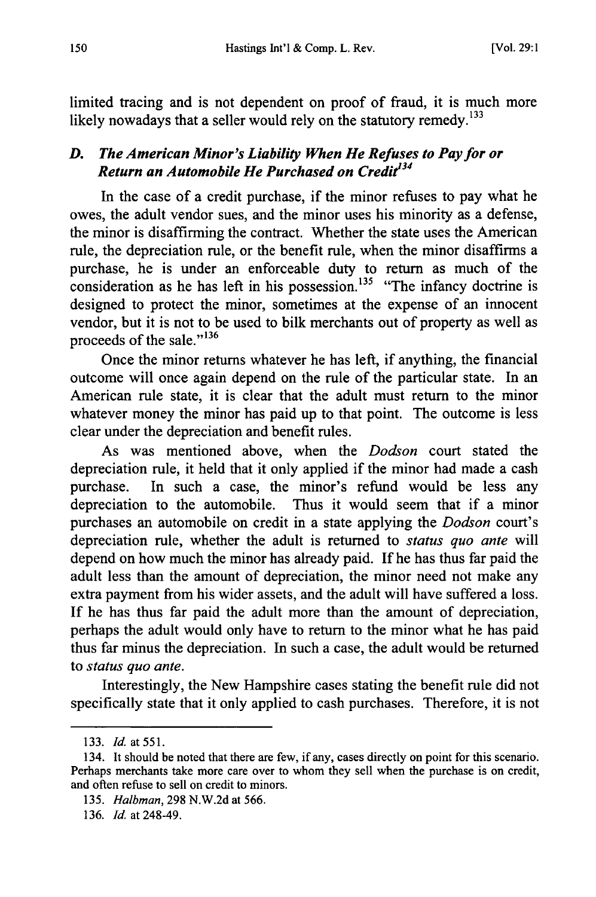limited tracing and is not dependent on proof of fraud, it is much more likely nowadays that a seller would rely on the statutory remedy.[133]

### D. *The American Minor's Liability When He Refuses to Pay for or Return an Automobile He Purchased on Credit*[134]

In the case of a credit purchase, if the minor refuses to pay what he owes, the adult vendor sues, and the minor uses his minority as a defense, the minor is disaffirming the contract. Whether the state uses the American rule, the depreciation rule, or the benefit rule, when the minor disaffirms a purchase, he is under an enforceable duty to return as much of the consideration as he has left in his possession.[135] "The infancy doctrine is designed to protect the minor, sometimes at the expense of an innocent vendor, but it is not to be used to bilk merchants out of property as well as proceeds of the sale."[136]

Once the minor returns whatever he has left, if anything, the financial outcome will once again depend on the rule of the particular state. In an American rule state, it is clear that the adult must return to the minor whatever money the minor has paid up to that point. The outcome is less clear under the depreciation and benefit rules.

As was mentioned above, when the *Dodson* court stated the depreciation rule, it held that it only applied if the minor had made a cash purchase. In such a case, the minor's refund would be less any depreciation to the automobile. Thus it would seem that if a minor purchases an automobile on credit in a state applying the *Dodson* court's depreciation rule, whether the adult is returned to *status quo ante* will depend on how much the minor has already paid. If he has thus far paid the adult less than the amount of depreciation, the minor need not make any extra payment from his wider assets, and the adult will have suffered a loss. If he has thus far paid the adult more than the amount of depreciation, perhaps the adult would only have to return to the minor what he has paid thus far minus the depreciation. In such a case, the adult would be returned to *status quo ante*.

Interestingly, the New Hampshire cases stating the benefit rule did not specifically state that it only applied to cash purchases. Therefore, it is not

---

133. *Id.* at 551.

134. It should be noted that there are few, if any, cases directly on point for this scenario. Perhaps merchants take more care over to whom they sell when the purchase is on credit, and often refuse to sell on credit to minors.

135. *Halbman*, 298 N.W.2d at 566.

136. *Id.* at 248-49.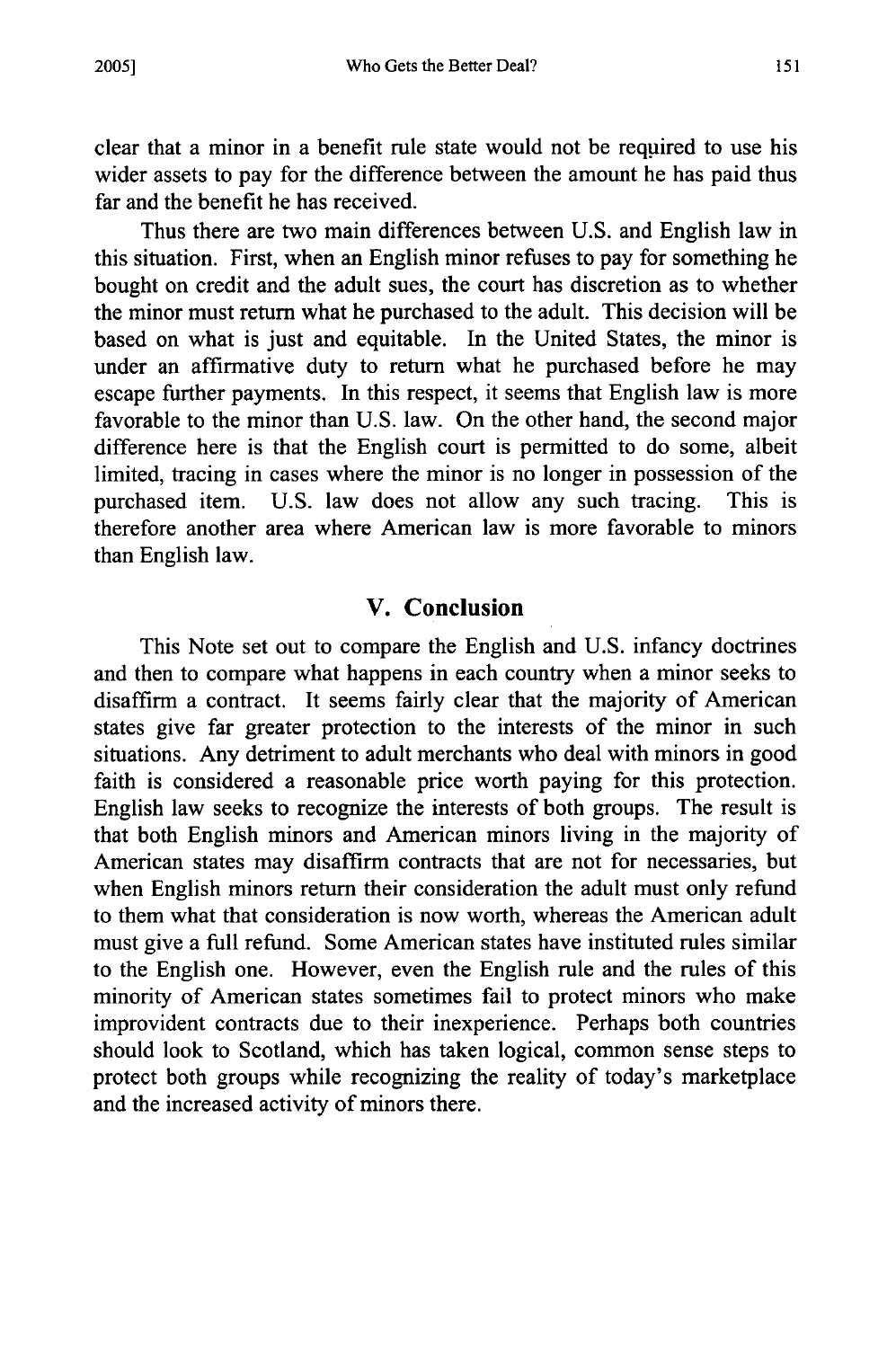clear that a minor in a benefit rule state would not be required to use his wider assets to pay for the difference between the amount he has paid thus far and the benefit he has received.

Thus there are two main differences between U.S. and English law in this situation. First, when an English minor refuses to pay for something he bought on credit and the adult sues, the court has discretion as to whether the minor must return what he purchased to the adult. This decision will be based on what is just and equitable. In the United States, the minor is under an affirmative duty to return what he purchased before he may escape further payments. In this respect, it seems that English law is more favorable to the minor than U.S. law. On the other hand, the second major difference here is that the English court is permitted to do some, albeit limited, tracing in cases where the minor is no longer in possession of the purchased item. U.S. law does not allow any such tracing. This is therefore another area where American law is more favorable to minors than English law.

## V. Conclusion

This Note set out to compare the English and U.S. infancy doctrines and then to compare what happens in each country when a minor seeks to disaffirm a contract. It seems fairly clear that the majority of American states give far greater protection to the interests of the minor in such situations. Any detriment to adult merchants who deal with minors in good faith is considered a reasonable price worth paying for this protection. English law seeks to recognize the interests of both groups. The result is that both English minors and American minors living in the majority of American states may disaffirm contracts that are not for necessaries, but when English minors return their consideration the adult must only refund to them what that consideration is now worth, whereas the American adult must give a full refund. Some American states have instituted rules similar to the English one. However, even the English rule and the rules of this minority of American states sometimes fail to protect minors who make improvident contracts due to their inexperience. Perhaps both countries should look to Scotland, which has taken logical, common sense steps to protect both groups while recognizing the reality of today's marketplace and the increased activity of minors there.